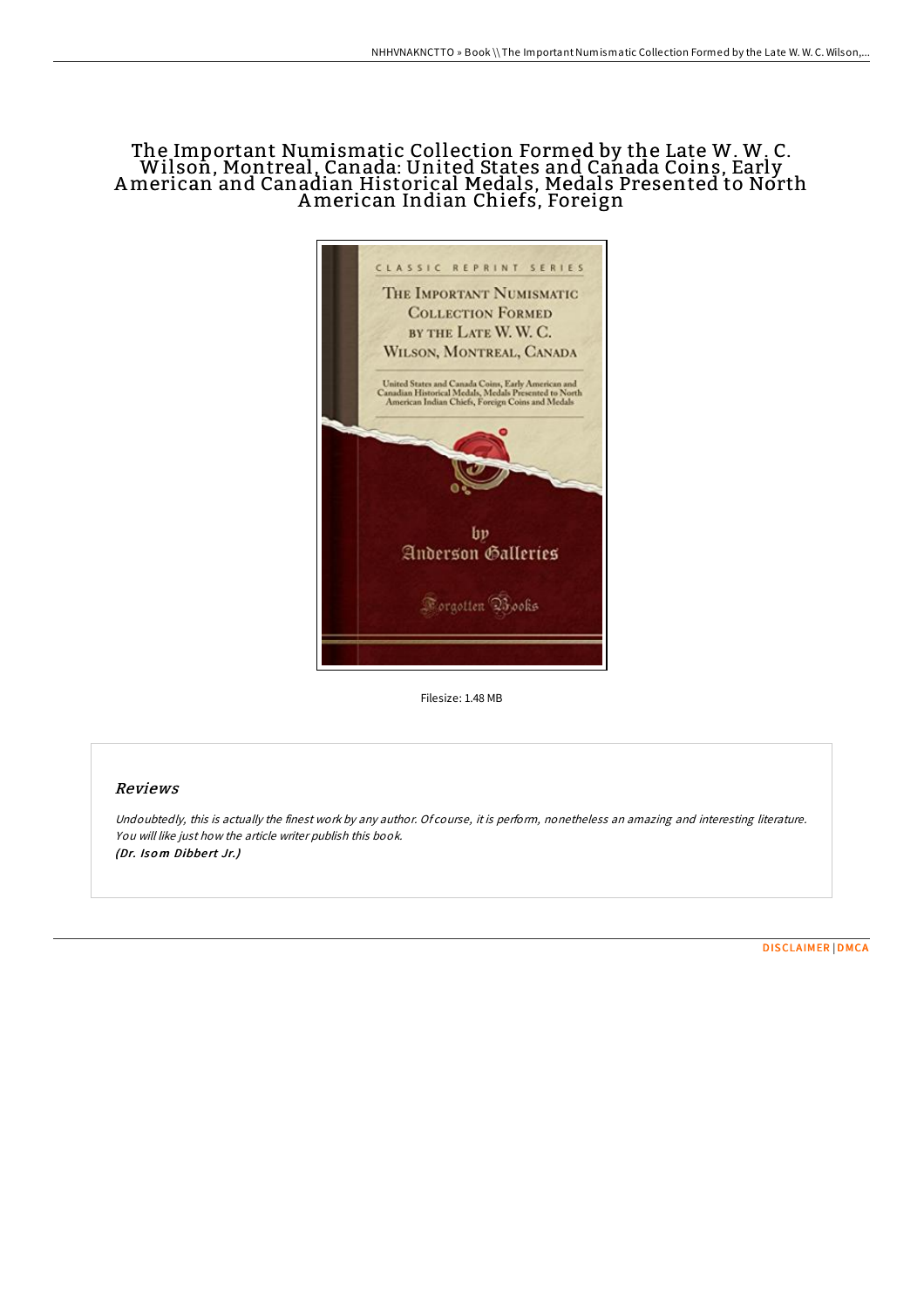# The Important Numismatic Collection Formed by the Late W. W. C. Wilson, Montreal, Canada: United States and Canada Coins, Early American and Canadian Historical Medals, Medals Presented to North American Indian Chiefs, Foreign

Filesize: 1.48 MB

## Reviews

*Undoubtedly, this is actually the finest work by any author. Of course, it is perform, nonetheless an amazing and interesting literature. You will like just how the article writer publish this book.*
***(Dr. Isom Dibbert Jr.)***

DISCLAIMER | DMCA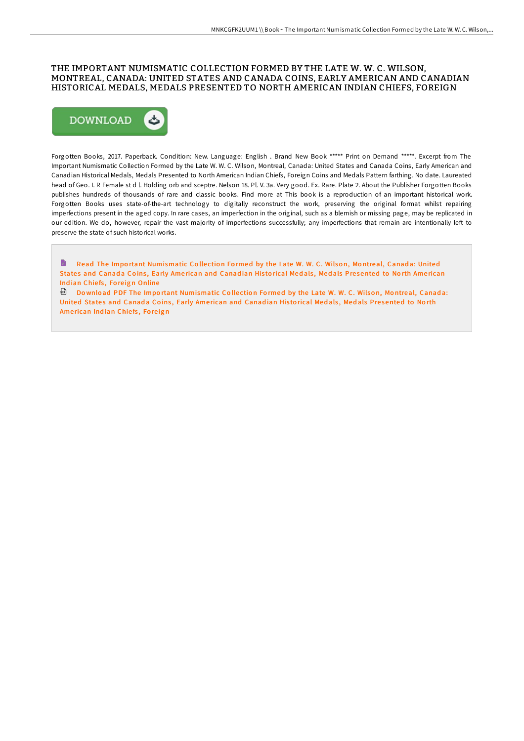# THE IMPORTANT NUMISMATIC COLLECTION FORMED BY THE LATE W. W. C. WILSON, MONTREAL, CANADA: UNITED STATES AND CANADA COINS, EARLY AMERICAN AND CANADIAN HISTORICAL MEDALS, MEDALS PRESENTED TO NORTH AMERICAN INDIAN CHIEFS, FOREIGN

DOWNLOAD

Forgotten Books, 2017. Paperback. Condition: New. Language: English . Brand New Book ***** Print on Demand *****. Excerpt from The Important Numismatic Collection Formed by the Late W. W. C. Wilson, Montreal, Canada: United States and Canada Coins, Early American and Canadian Historical Medals, Medals Presented to North American Indian Chiefs, Foreign Coins and Medals Pattern farthing. No date. Laureated head of Geo. I. R Female st d l. Holding orb and sceptre. Nelson 18. Pl. V. 3a. Very good. Ex. Rare. Plate 2. About the Publisher Forgotten Books publishes hundreds of thousands of rare and classic books. Find more at This book is a reproduction of an important historical work. Forgotten Books uses state-of-the-art technology to digitally reconstruct the work, preserving the original format whilst repairing imperfections present in the aged copy. In rare cases, an imperfection in the original, such as a blemish or missing page, may be replicated in our edition. We do, however, repair the vast majority of imperfections successfully; any imperfections that remain are intentionally left to preserve the state of such historical works.

Read The Important Numismatic Collection Formed by the Late W. W. C. Wilson, Montreal, Canada: United States and Canada Coins, Early American and Canadian Historical Medals, Medals Presented to North American Indian Chiefs, Foreign Online

Download PDF The Important Numismatic Collection Formed by the Late W. W. C. Wilson, Montreal, Canada: United States and Canada Coins, Early American and Canadian Historical Medals, Medals Presented to North American Indian Chiefs, Foreign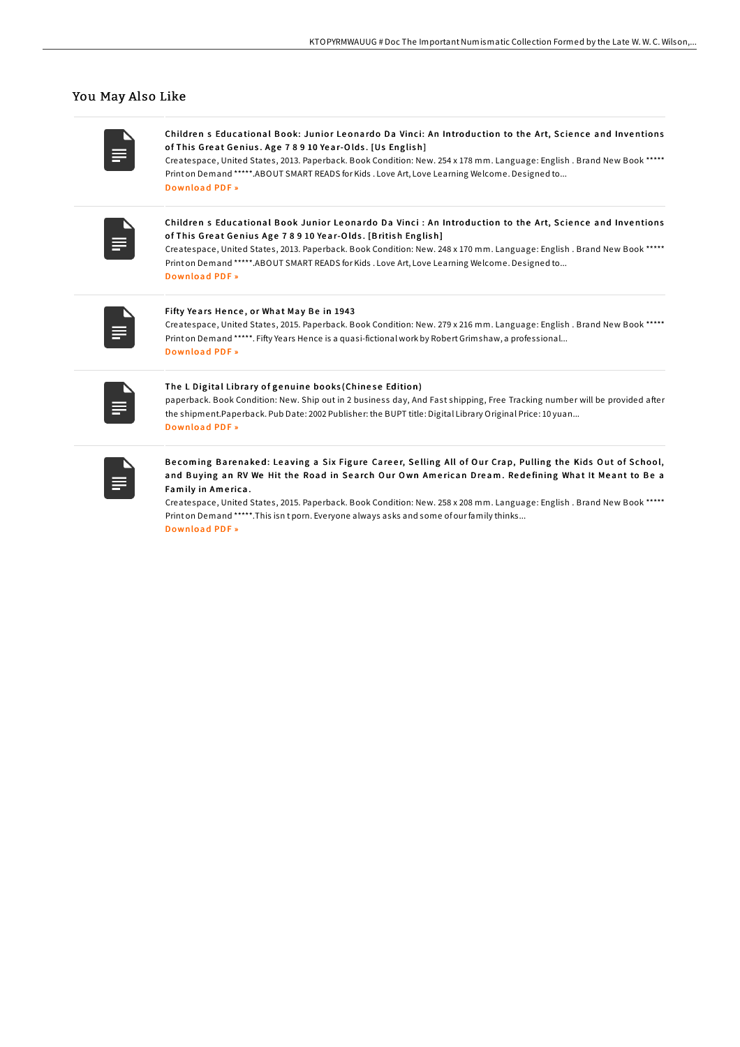## You May Also Like

**Children s Educational Book: Junior Leonardo Da Vinci: An Introduction to the Art, Science and Inventions of This Great Genius. Age 7 8 9 10 Year-Olds. [Us English]**

Createspace, United States, 2013. Paperback. Book Condition: New. 254 x 178 mm. Language: English . Brand New Book ***** Print on Demand *****.ABOUT SMART READS for Kids . Love Art, Love Learning Welcome. Designed to...

Download PDF »

**Children s Educational Book Junior Leonardo Da Vinci : An Introduction to the Art, Science and Inventions of This Great Genius Age 7 8 9 10 Year-Olds. [British English]**

Createspace, United States, 2013. Paperback. Book Condition: New. 248 x 170 mm. Language: English . Brand New Book ***** Print on Demand *****.ABOUT SMART READS for Kids . Love Art, Love Learning Welcome. Designed to...

Download PDF »

**Fifty Years Hence, or What May Be in 1943**

Createspace, United States, 2015. Paperback. Book Condition: New. 279 x 216 mm. Language: English . Brand New Book ***** Print on Demand *****. Fifty Years Hence is a quasi-fictional work by Robert Grimshaw, a professional...

Download PDF »

**The L Digital Library of genuine books(Chinese Edition)**

paperback. Book Condition: New. Ship out in 2 business day, And Fast shipping, Free Tracking number will be provided after the shipment.Paperback. Pub Date: 2002 Publisher: the BUPT title: Digital Library Original Price: 10 yuan...

Download PDF »

**Becoming Barenaked: Leaving a Six Figure Career, Selling All of Our Crap, Pulling the Kids Out of School, and Buying an RV We Hit the Road in Search Our Own American Dream. Redefining What It Meant to Be a Family in America.**

Createspace, United States, 2015. Paperback. Book Condition: New. 258 x 208 mm. Language: English . Brand New Book ***** Print on Demand *****.This isn t porn. Everyone always asks and some of our family thinks...

Download PDF »